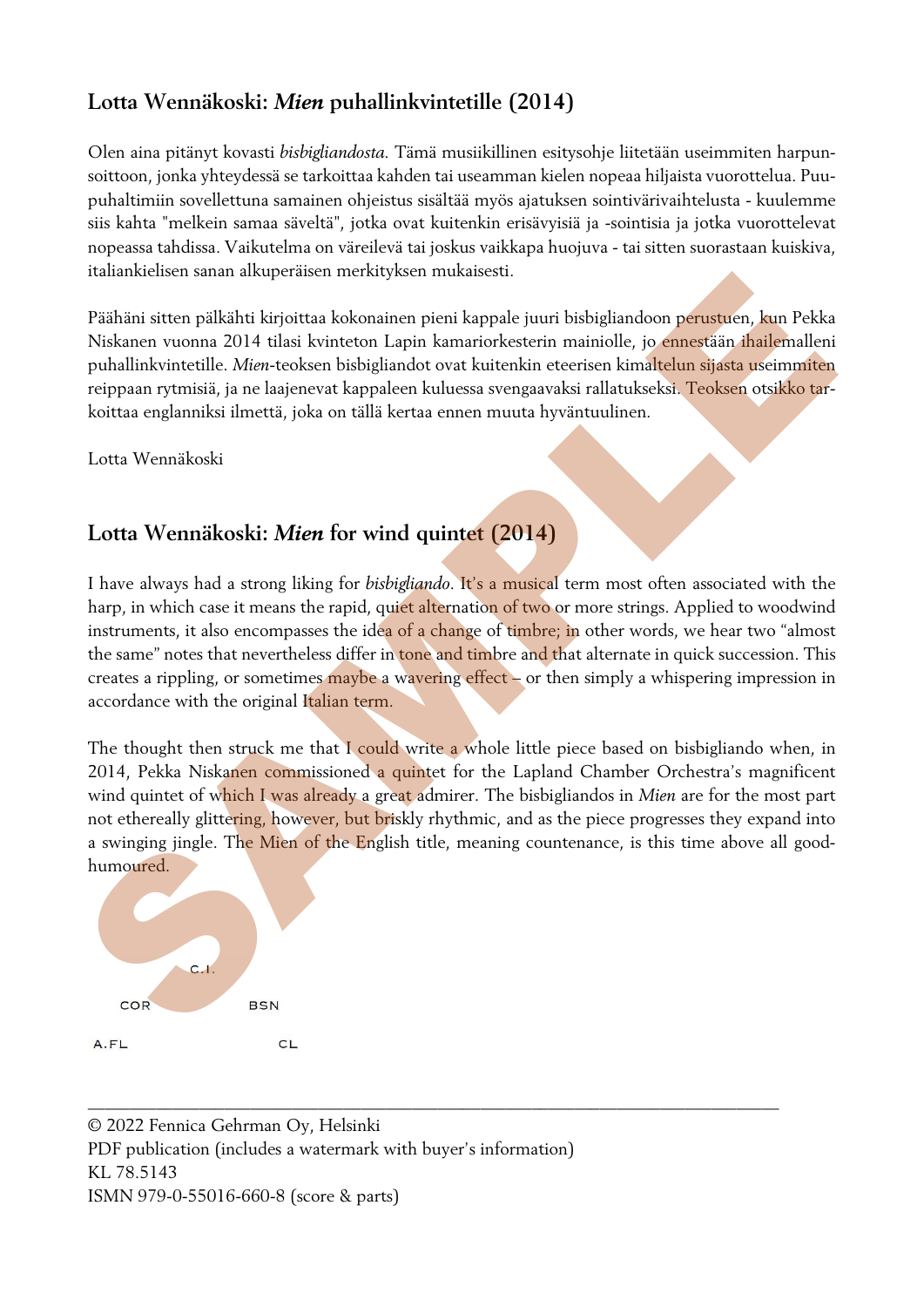## Lotta Wennäkoski: *Mien* puhallinkvintetille (2014)

Olen aina pitänyt kovasti *bisbigliandosta*. Tämä musiikillinen esitysohje liitetään useimmiten harpunsoittoon, jonka yhteydessä se tarkoittaa kahden tai useamman kielen nopeaa hiljaista vuorottelua. Puupuhaltimiin sovellettuna samainen ohjeistus sisältää myös ajatuksen sointivärivaihtelusta - kuulemme siis kahta "melkein samaa säveltä", jotka ovat kuitenkin erisävyisiä ja -sointisia ja jotka vuorottelevat nopeassa tahdissa. Vaikutelma on väreilevä tai joskus vaikkapa huojuva - tai sitten suorastaan kuiskiva, italiankielisen sanan alkuperäisen merkityksen mukaisesti.

Päähäni sitten pälkähti kirjoittaa kokonainen pieni kappale juuri bisbigliandoon perustuen, kun Pekka Niskanen vuonna 2014 tilasi kvinteton Lapin kamariorkesterin mainiolle, jo ennestään ihailemalleni puhallinkvintetille. *Mien*-teoksen bisbigliandot ovat kuitenkin eteerisen kimaltelun sijasta useimmiten reippaan rytmisiä, ja ne laajenevat kappaleen kuluessa svengaavaksi rallatukseksi. Teoksen otsikko tarkoittaa englanniksi ilmettä, joka on tällä kertaa ennen muuta hyväntuulinen.

Lotta Wennäkoski

## Lotta Wennäkoski: *Mien* for wind quintet (2014)

I have always had a strong liking for *bisbigliando*. It's a musical term most often associated with the harp, in which case it means the rapid, quiet alternation of two or more strings. Applied to woodwind instruments, it also encompasses the idea of a change of timbre; in other words, we hear two "almost the same" notes that nevertheless differ in tone and timbre and that alternate in quick succession. This creates a rippling, or sometimes maybe a wavering effect – or then simply a whispering impression in accordance with the original Italian term.

The thought then struck me that I could write a whole little piece based on bisbigliando when, in 2014, Pekka Niskanen commissioned a quintet for the Lapland Chamber Orchestra's magnificent wind quintet of which I was already a great admirer. The bisbigliandos in *Mien* are for the most part not ethereally glittering, however, but briskly rhythmic, and as the piece progresses they expand into a swinging jingle. The Mien of the English title, meaning countenance, is this time above all good-humoured.

C.I.

COR BSN

A.FL CL

---

© 2022 Fennica Gehrman Oy, Helsinki
PDF publication (includes a watermark with buyer's information)
KL 78.5143
ISMN 979-0-55016-660-8 (score & parts)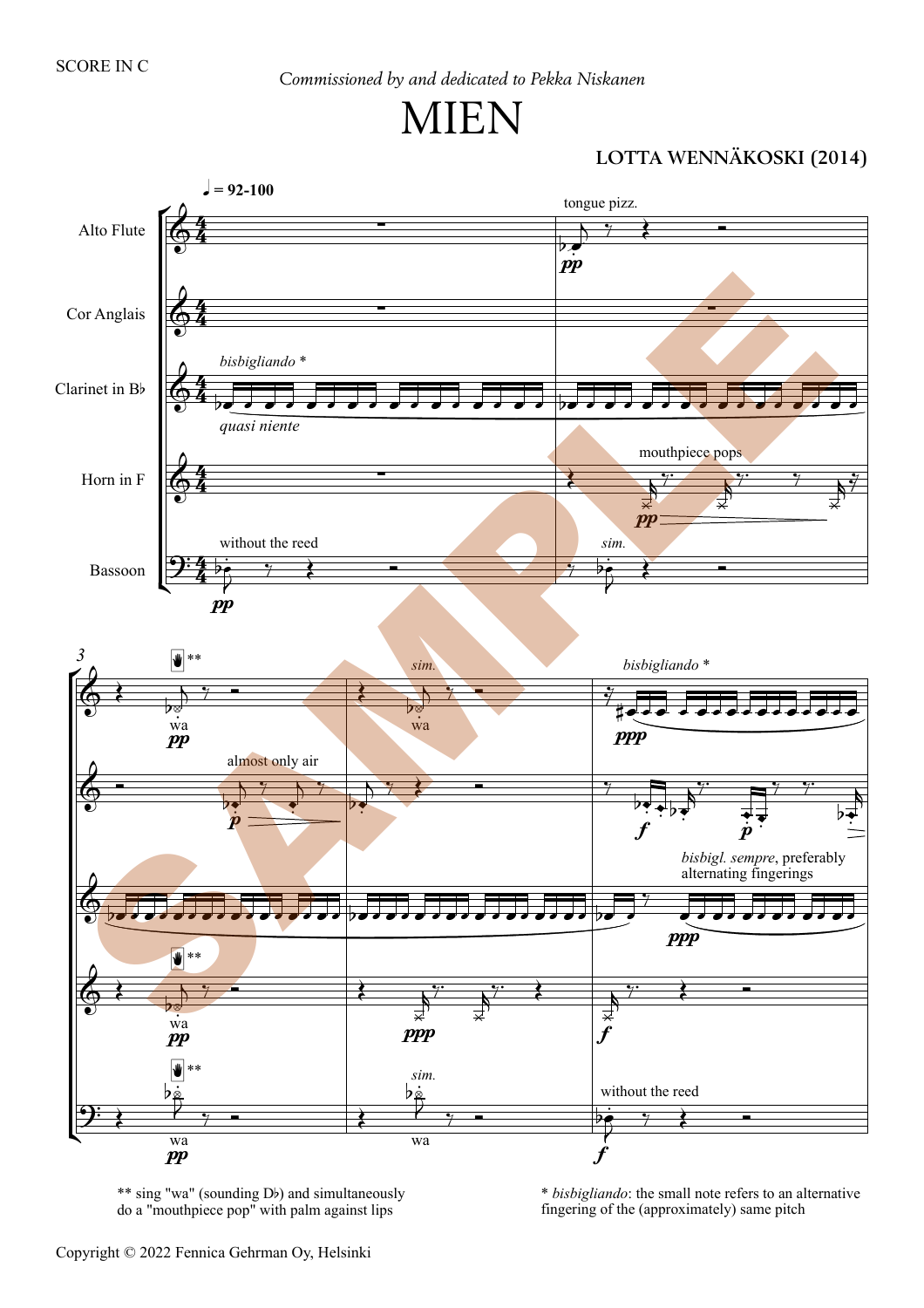SCORE IN C

*Commissioned by and dedicated to Pekka Niskanen*

# MIEN

**LOTTA WENNÄKOSKI (2014)**

** sing "wa" (sounding D♭) and simultaneously do a "mouthpiece pop" with palm against lips

* *bisbigliando*: the small note refers to an alternative fingering of the (approximately) same pitch

Copyright © 2022 Fennica Gehrman Oy, Helsinki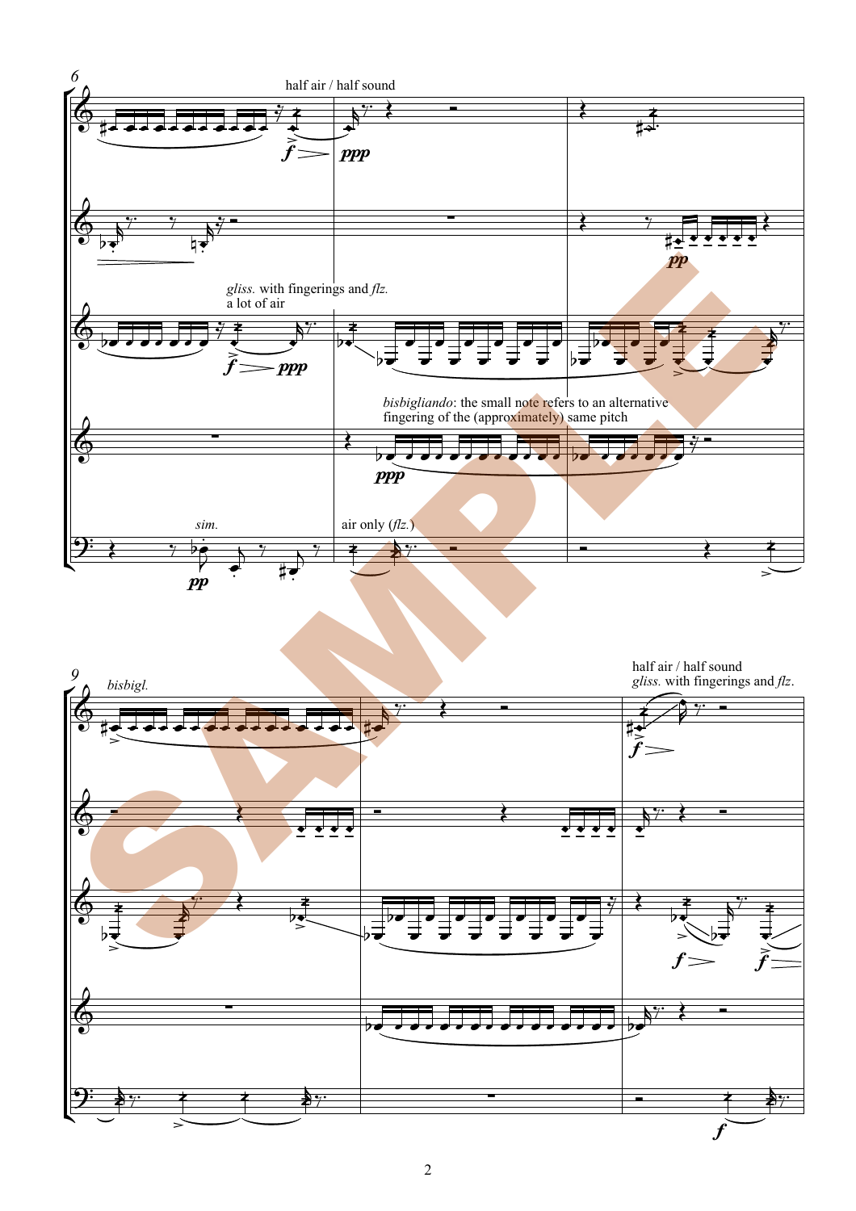6

half air / half sound

*f* ppp

*gliss.* with fingerings and *flz.*
a lot of air

*f* ppp

*bisbigliando*: the small note refers to an alternative fingering of the (approximately) same pitch

ppp

*sim.*

pp

air only (*flz.*)

pp

9

*bisbigl.*

half air / half sound
*gliss.* with fingerings and *flz.*

*f*

*f* *f*

*f*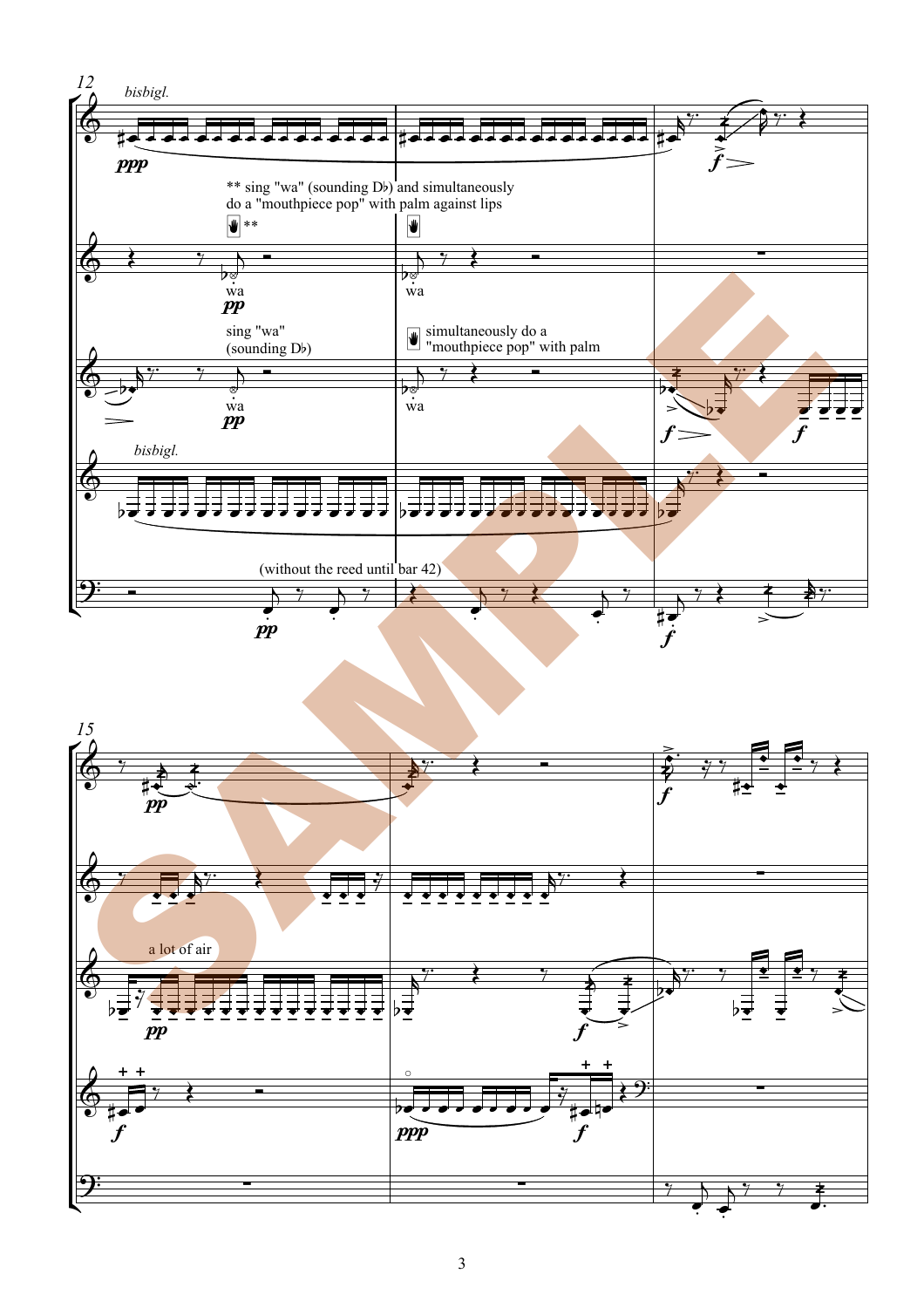12

*bisbigl.*

** sing "wa" (sounding D♭) and simultaneously do a "mouthpiece pop" with palm against lips

wa

wa

sing "wa" (sounding D♭)

simultaneously do a "mouthpiece pop" with palm

wa

wa

*bisbigl.*

(without the reed until bar 42)

15

a lot of air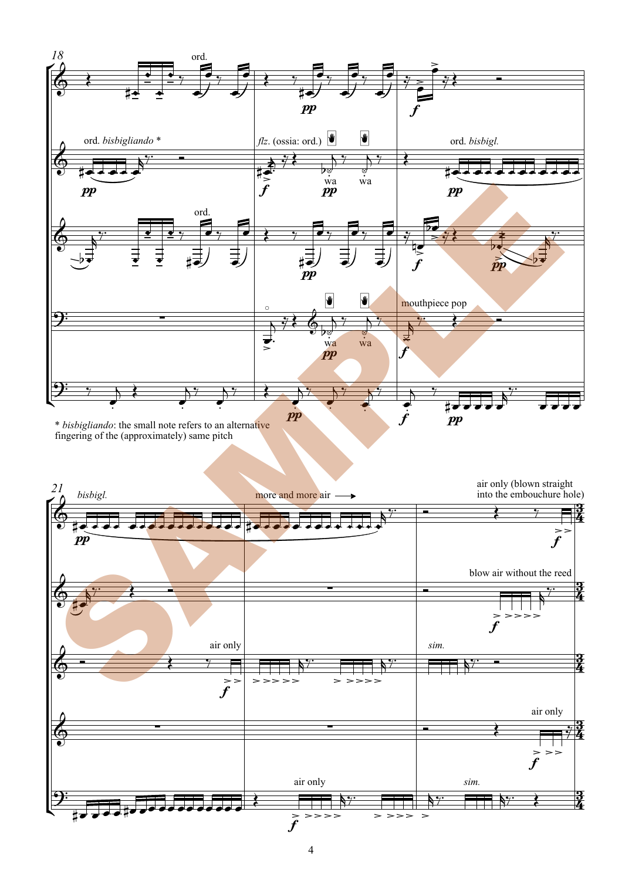* *bisbigliando*: the small note refers to an alternative fingering of the (approximately) same pitch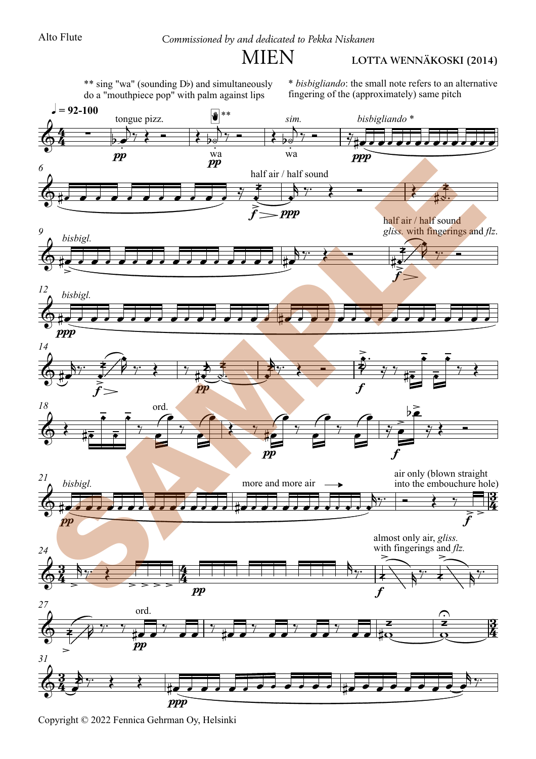Alto Flute

*Commissioned by and dedicated to Pekka Niskanen*

# MIEN

**LOTTA WENNÄKOSKI (2014)**

** sing "wa" (sounding D♭) and simultaneously do a "mouthpiece pop" with palm against lips

* *bisbigliando*: the small note refers to an alternative fingering of the (approximately) same pitch

Copyright © 2022 Fennica Gehrman Oy, Helsinki